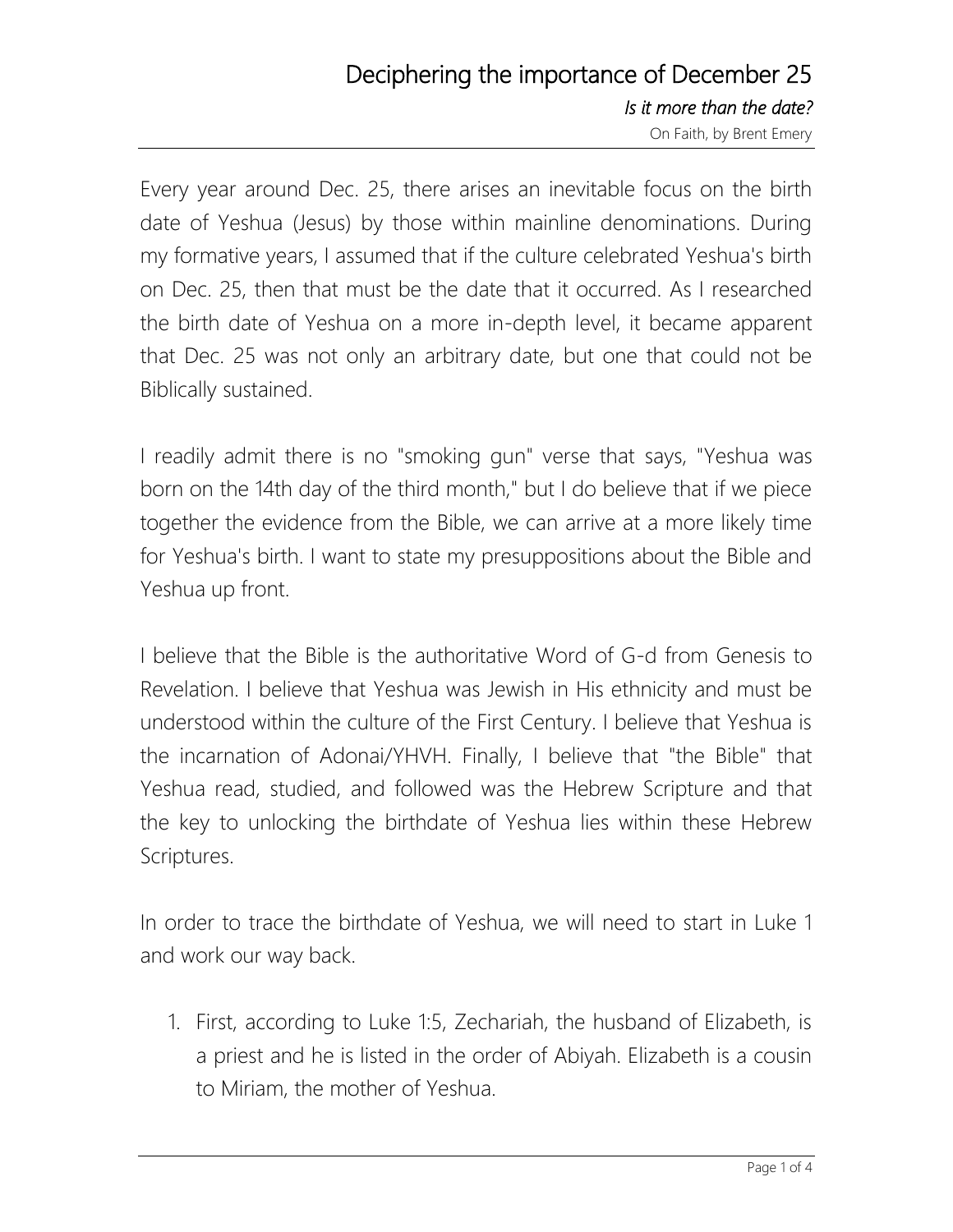# Deciphering the importance of December 25

*Is it more than the date?*

On Faith, by Brent Emery

Every year around Dec. 25, there arises an inevitable focus on the birth date of Yeshua (Jesus) by those within mainline denominations. During my formative years, I assumed that if the culture celebrated Yeshua's birth on Dec. 25, then that must be the date that it occurred. As I researched the birth date of Yeshua on a more in-depth level, it became apparent that Dec. 25 was not only an arbitrary date, but one that could not be Biblically sustained.

I readily admit there is no "smoking gun" verse that says, "Yeshua was born on the 14th day of the third month," but I do believe that if we piece together the evidence from the Bible, we can arrive at a more likely time for Yeshua's birth. I want to state my presuppositions about the Bible and Yeshua up front.

I believe that the Bible is the authoritative Word of G-d from Genesis to Revelation. I believe that Yeshua was Jewish in His ethnicity and must be understood within the culture of the First Century. I believe that Yeshua is the incarnation of Adonai/YHVH. Finally, I believe that "the Bible" that Yeshua read, studied, and followed was the Hebrew Scripture and that the key to unlocking the birthdate of Yeshua lies within these Hebrew Scriptures.

In order to trace the birthdate of Yeshua, we will need to start in Luke 1 and work our way back.

1. First, according to Luke 1:5, Zechariah, the husband of Elizabeth, is a priest and he is listed in the order of Abiyah. Elizabeth is a cousin to Miriam, the mother of Yeshua.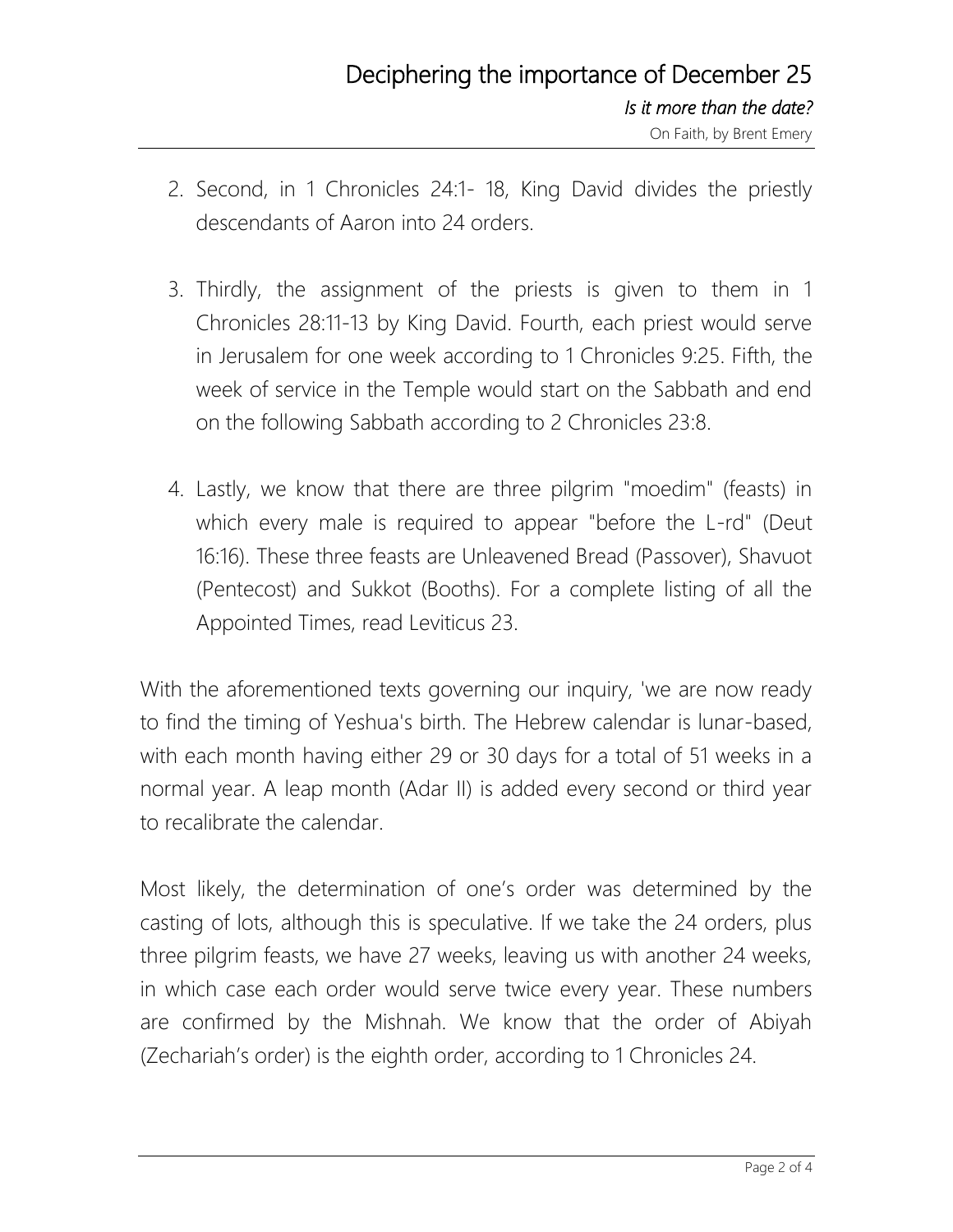2. Second, in 1 Chronicles 24:1- 18, King David divides the priestly descendants of Aaron into 24 orders.

3. Thirdly, the assignment of the priests is given to them in 1 Chronicles 28:11-13 by King David. Fourth, each priest would serve in Jerusalem for one week according to 1 Chronicles 9:25. Fifth, the week of service in the Temple would start on the Sabbath and end on the following Sabbath according to 2 Chronicles 23:8.

4. Lastly, we know that there are three pilgrim "moedim" (feasts) in which every male is required to appear "before the L-rd" (Deut 16:16). These three feasts are Unleavened Bread (Passover), Shavuot (Pentecost) and Sukkot (Booths). For a complete listing of all the Appointed Times, read Leviticus 23.

With the aforementioned texts governing our inquiry, 'we are now ready to find the timing of Yeshua's birth. The Hebrew calendar is lunar-based, with each month having either 29 or 30 days for a total of 51 weeks in a normal year. A leap month (Adar II) is added every second or third year to recalibrate the calendar.

Most likely, the determination of one's order was determined by the casting of lots, although this is speculative. If we take the 24 orders, plus three pilgrim feasts, we have 27 weeks, leaving us with another 24 weeks, in which case each order would serve twice every year. These numbers are confirmed by the Mishnah. We know that the order of Abiyah (Zechariah's order) is the eighth order, according to 1 Chronicles 24.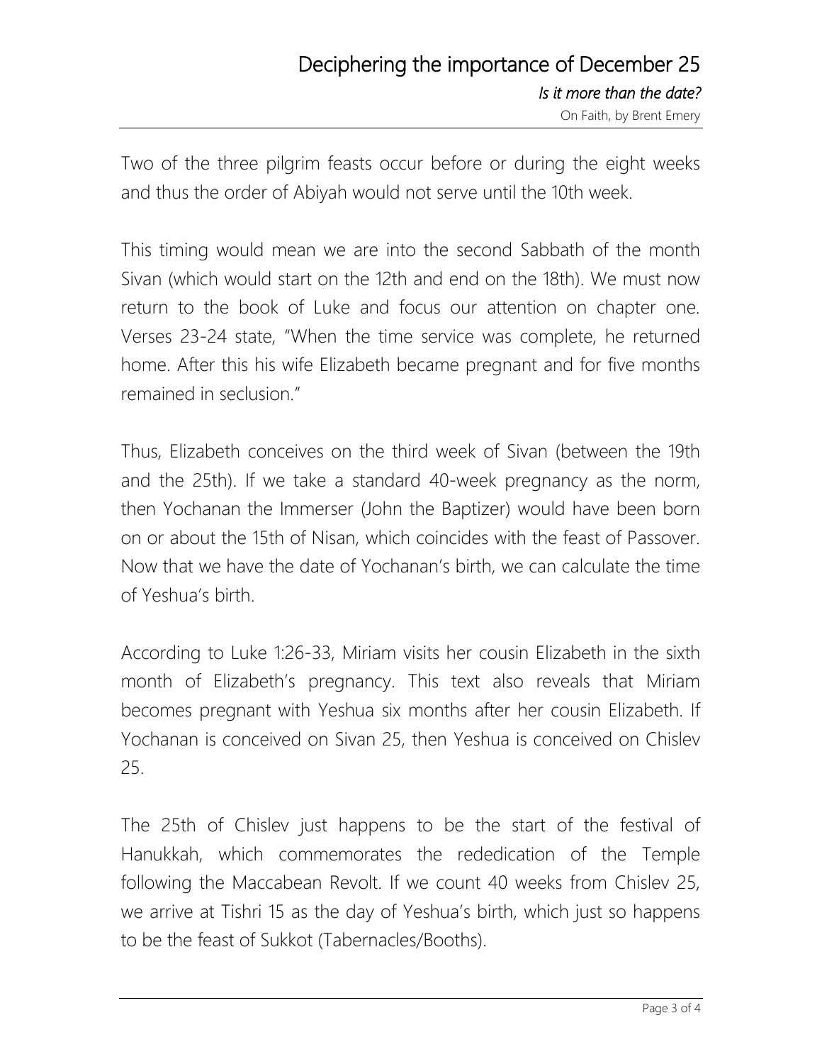Two of the three pilgrim feasts occur before or during the eight weeks and thus the order of Abiyah would not serve until the 10th week.

This timing would mean we are into the second Sabbath of the month Sivan (which would start on the 12th and end on the 18th). We must now return to the book of Luke and focus our attention on chapter one. Verses 23-24 state, "When the time service was complete, he returned home. After this his wife Elizabeth became pregnant and for five months remained in seclusion."

Thus, Elizabeth conceives on the third week of Sivan (between the 19th and the 25th). If we take a standard 40-week pregnancy as the norm, then Yochanan the Immerser (John the Baptizer) would have been born on or about the 15th of Nisan, which coincides with the feast of Passover. Now that we have the date of Yochanan's birth, we can calculate the time of Yeshua's birth.

According to Luke 1:26-33, Miriam visits her cousin Elizabeth in the sixth month of Elizabeth's pregnancy. This text also reveals that Miriam becomes pregnant with Yeshua six months after her cousin Elizabeth. If Yochanan is conceived on Sivan 25, then Yeshua is conceived on Chislev 25.

The 25th of Chislev just happens to be the start of the festival of Hanukkah, which commemorates the rededication of the Temple following the Maccabean Revolt. If we count 40 weeks from Chislev 25, we arrive at Tishri 15 as the day of Yeshua's birth, which just so happens to be the feast of Sukkot (Tabernacles/Booths).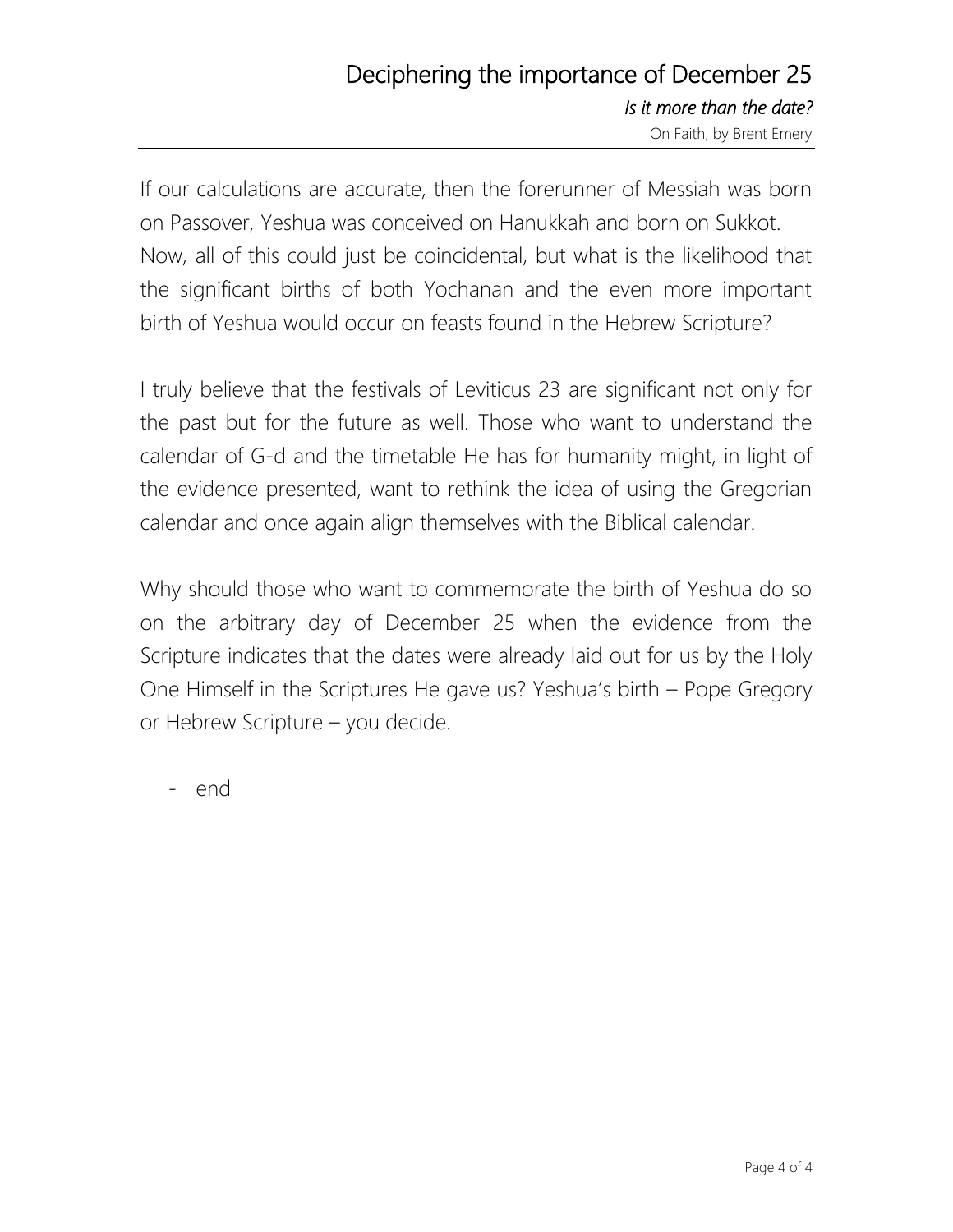If our calculations are accurate, then the forerunner of Messiah was born on Passover, Yeshua was conceived on Hanukkah and born on Sukkot. Now, all of this could just be coincidental, but what is the likelihood that the significant births of both Yochanan and the even more important birth of Yeshua would occur on feasts found in the Hebrew Scripture?

I truly believe that the festivals of Leviticus 23 are significant not only for the past but for the future as well. Those who want to understand the calendar of G-d and the timetable He has for humanity might, in light of the evidence presented, want to rethink the idea of using the Gregorian calendar and once again align themselves with the Biblical calendar.

Why should those who want to commemorate the birth of Yeshua do so on the arbitrary day of December 25 when the evidence from the Scripture indicates that the dates were already laid out for us by the Holy One Himself in the Scriptures He gave us? Yeshua's birth – Pope Gregory or Hebrew Scripture – you decide.

- end